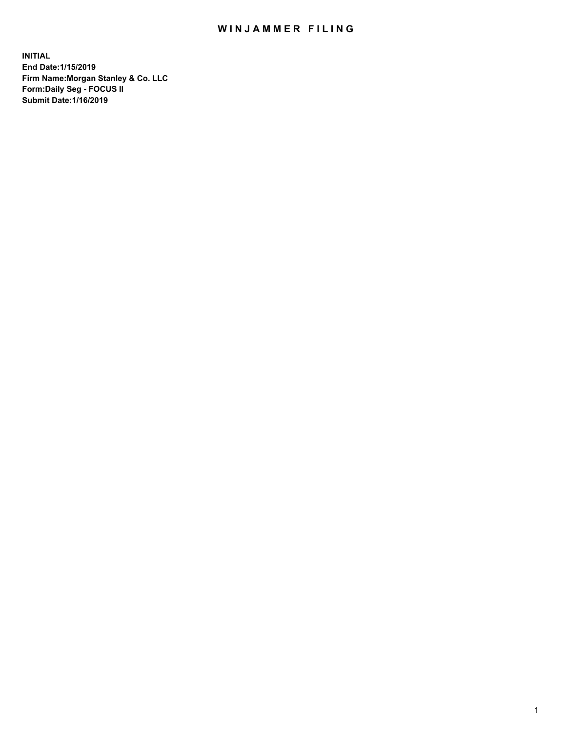# WINJAMMER FILING

**INITIAL**
**End Date:1/15/2019**
**Firm Name:Morgan Stanley & Co. LLC**
**Form:Daily Seg - FOCUS II**
**Submit Date:1/16/2019**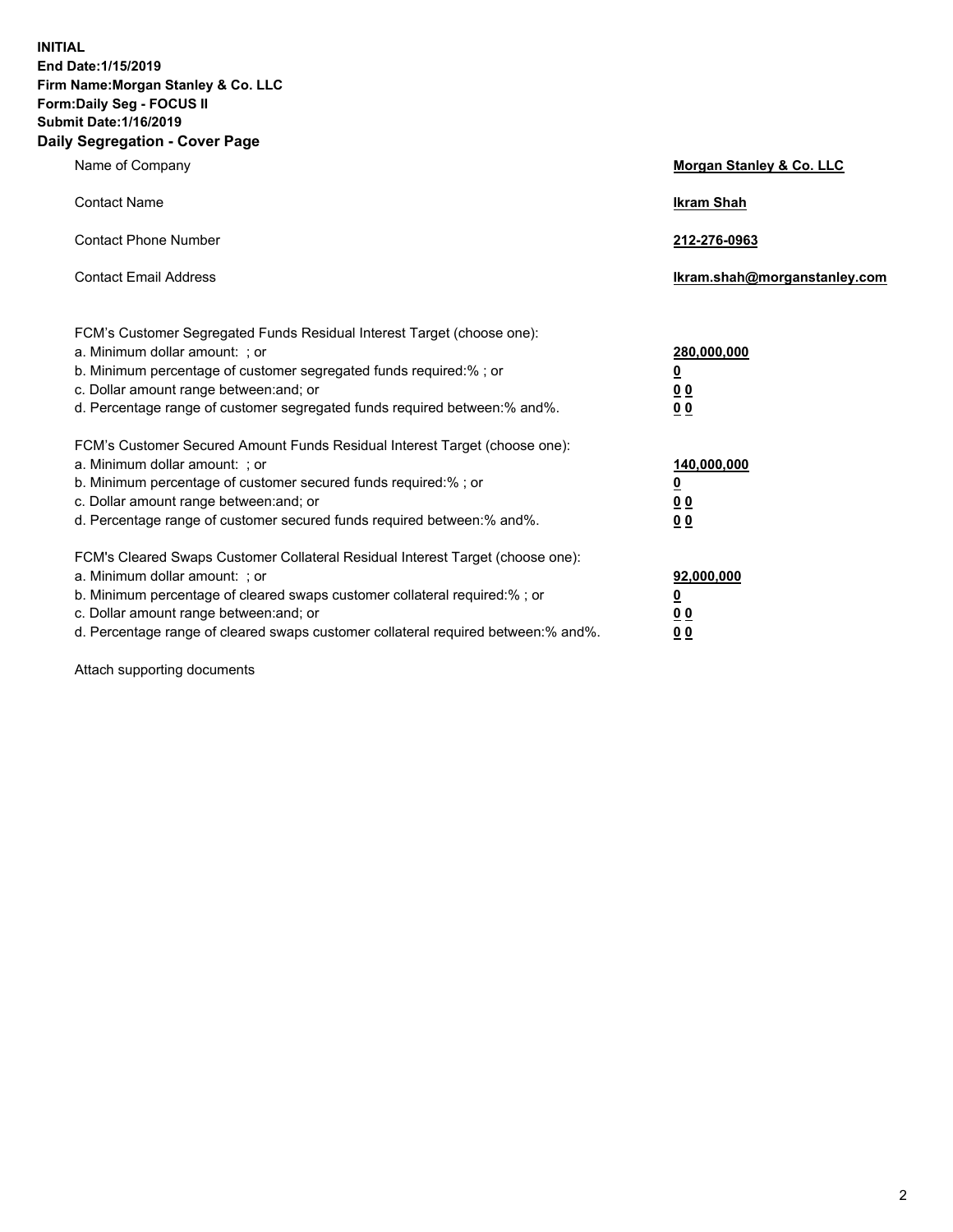**INITIAL**
**End Date:1/15/2019**
**Firm Name:Morgan Stanley & Co. LLC**
**Form:Daily Seg - FOCUS II**
**Submit Date:1/16/2019**

## Daily Segregation - Cover Page

| | |
|---|---|
| Name of Company | **Morgan Stanley & Co. LLC** |
| Contact Name | **Ikram Shah** |
| Contact Phone Number | **212-276-0963** |
| Contact Email Address | **Ikram.shah@morganstanley.com** |

| | |
|---|---|
| FCM's Customer Segregated Funds Residual Interest Target (choose one): | |
| a. Minimum dollar amount: ; or | **280,000,000** |
| b. Minimum percentage of customer segregated funds required:% ; or | **0** |
| c. Dollar amount range between:and; or | **0 0** |
| d. Percentage range of customer segregated funds required between:% and%. | **0 0** |
| FCM's Customer Secured Amount Funds Residual Interest Target (choose one): | |
| a. Minimum dollar amount: ; or | **140,000,000** |
| b. Minimum percentage of customer secured funds required:% ; or | **0** |
| c. Dollar amount range between:and; or | **0 0** |
| d. Percentage range of customer secured funds required between:% and%. | **0 0** |
| FCM's Cleared Swaps Customer Collateral Residual Interest Target (choose one): | |
| a. Minimum dollar amount: ; or | **92,000,000** |
| b. Minimum percentage of cleared swaps customer collateral required:% ; or | **0** |
| c. Dollar amount range between:and; or | **0 0** |
| d. Percentage range of cleared swaps customer collateral required between:% and%. | **0 0** |

Attach supporting documents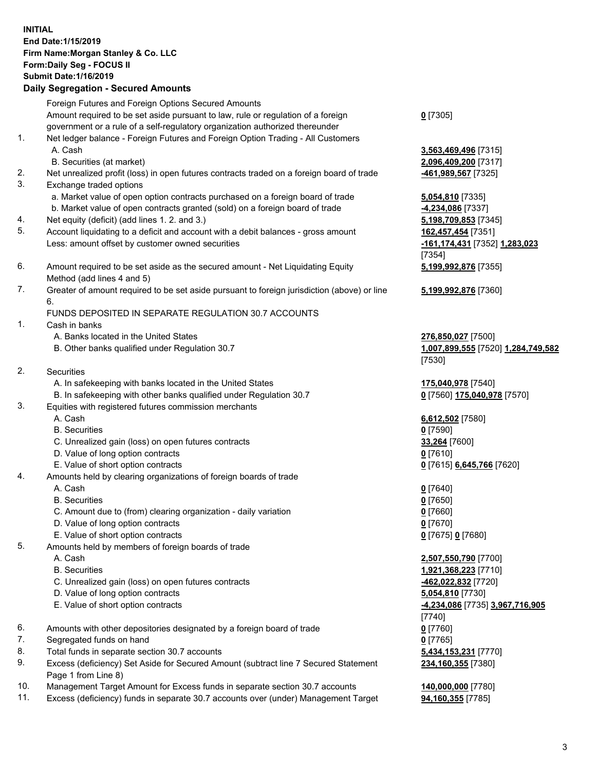**INITIAL**
**End Date:1/15/2019**
**Firm Name:Morgan Stanley & Co. LLC**
**Form:Daily Seg - FOCUS II**
**Submit Date:1/16/2019**

## Daily Segregation - Secured Amounts

| | | |
|---|---|---|
| | Foreign Futures and Foreign Options Secured Amounts | |
| | Amount required to be set aside pursuant to law, rule or regulation of a foreign government or a rule of a self-regulatory organization authorized thereunder | **0** [7305] |
| 1. | Net ledger balance - Foreign Futures and Foreign Option Trading - All Customers | |
| | A. Cash | **3,563,469,496** [7315] |
| | B. Securities (at market) | **2,096,409,200** [7317] |
| 2. | Net unrealized profit (loss) in open futures contracts traded on a foreign board of trade | **-461,989,567** [7325] |
| 3. | Exchange traded options | |
| | a. Market value of open option contracts purchased on a foreign board of trade | **5,054,810** [7335] |
| | b. Market value of open contracts granted (sold) on a foreign board of trade | **-4,234,086** [7337] |
| 4. | Net equity (deficit) (add lines 1. 2. and 3.) | **5,198,709,853** [7345] |
| 5. | Account liquidating to a deficit and account with a debit balances - gross amount | **162,457,454** [7351] |
| | Less: amount offset by customer owned securities | **-161,174,431** [7352] **1,283,023** [7354] |
| 6. | Amount required to be set aside as the secured amount - Net Liquidating Equity Method (add lines 4 and 5) | **5,199,992,876** [7355] |
| 7. | Greater of amount required to be set aside pursuant to foreign jurisdiction (above) or line 6. | **5,199,992,876** [7360] |
| | FUNDS DEPOSITED IN SEPARATE REGULATION 30.7 ACCOUNTS | |
| 1. | Cash in banks | |
| | A. Banks located in the United States | **276,850,027** [7500] |
| | B. Other banks qualified under Regulation 30.7 | **1,007,899,555** [7520] **1,284,749,582** [7530] |
| 2. | Securities | |
| | A. In safekeeping with banks located in the United States | **175,040,978** [7540] |
| | B. In safekeeping with other banks qualified under Regulation 30.7 | **0** [7560] **175,040,978** [7570] |
| 3. | Equities with registered futures commission merchants | |
| | A. Cash | **6,612,502** [7580] |
| | B. Securities | **0** [7590] |
| | C. Unrealized gain (loss) on open futures contracts | **33,264** [7600] |
| | D. Value of long option contracts | **0** [7610] |
| | E. Value of short option contracts | **0** [7615] **6,645,766** [7620] |
| 4. | Amounts held by clearing organizations of foreign boards of trade | |
| | A. Cash | **0** [7640] |
| | B. Securities | **0** [7650] |
| | C. Amount due to (from) clearing organization - daily variation | **0** [7660] |
| | D. Value of long option contracts | **0** [7670] |
| | E. Value of short option contracts | **0** [7675] **0** [7680] |
| 5. | Amounts held by members of foreign boards of trade | |
| | A. Cash | **2,507,550,790** [7700] |
| | B. Securities | **1,921,368,223** [7710] |
| | C. Unrealized gain (loss) on open futures contracts | **-462,022,832** [7720] |
| | D. Value of long option contracts | **5,054,810** [7730] |
| | E. Value of short option contracts | **-4,234,086** [7735] **3,967,716,905** [7740] |
| 6. | Amounts with other depositories designated by a foreign board of trade | **0** [7760] |
| 7. | Segregated funds on hand | **0** [7765] |
| 8. | Total funds in separate section 30.7 accounts | **5,434,153,231** [7770] |
| 9. | Excess (deficiency) Set Aside for Secured Amount (subtract line 7 Secured Statement Page 1 from Line 8) | **234,160,355** [7380] |
| 10. | Management Target Amount for Excess funds in separate section 30.7 accounts | **140,000,000** [7780] |
| 11. | Excess (deficiency) funds in separate 30.7 accounts over (under) Management Target | **94,160,355** [7785] |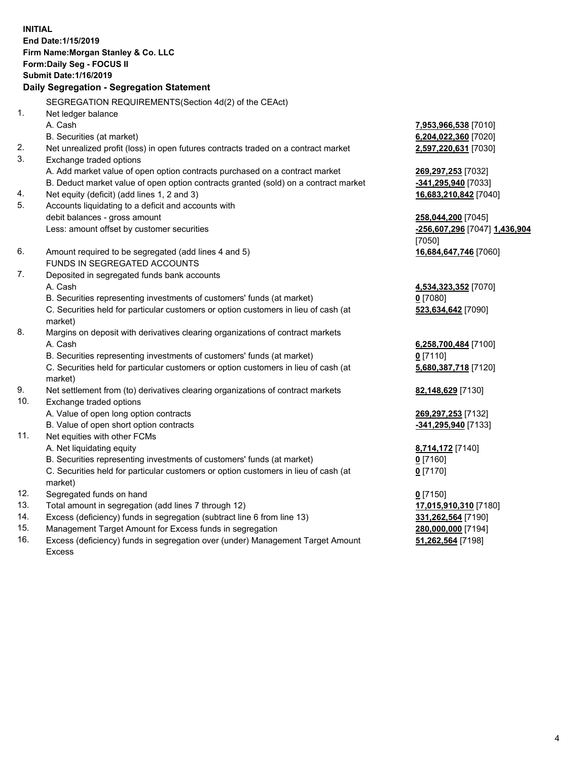**INITIAL**
**End Date:1/15/2019**
**Firm Name:Morgan Stanley & Co. LLC**
**Form:Daily Seg - FOCUS II**
**Submit Date:1/16/2019**

## Daily Segregation - Segregation Statement

SEGREGATION REQUIREMENTS(Section 4d(2) of the CEAct)

| | | |
|---|---|---|
| 1. | Net ledger balance | |
| | A. Cash | **7,953,966,538** [7010] |
| | B. Securities (at market) | **6,204,022,360** [7020] |
| 2. | Net unrealized profit (loss) in open futures contracts traded on a contract market | **2,597,220,631** [7030] |
| 3. | Exchange traded options | |
| | A. Add market value of open option contracts purchased on a contract market | **269,297,253** [7032] |
| | B. Deduct market value of open option contracts granted (sold) on a contract market | **-341,295,940** [7033] |
| 4. | Net equity (deficit) (add lines 1, 2 and 3) | **16,683,210,842** [7040] |
| 5. | Accounts liquidating to a deficit and accounts with debit balances - gross amount | **258,044,200** [7045] |
| | Less: amount offset by customer securities | **-256,607,296** [7047] **1,436,904** [7050] |
| 6. | Amount required to be segregated (add lines 4 and 5) | **16,684,647,746** [7060] |
| | FUNDS IN SEGREGATED ACCOUNTS | |
| 7. | Deposited in segregated funds bank accounts | |
| | A. Cash | **4,534,323,352** [7070] |
| | B. Securities representing investments of customers' funds (at market) | **0** [7080] |
| | C. Securities held for particular customers or option customers in lieu of cash (at market) | **523,634,642** [7090] |
| 8. | Margins on deposit with derivatives clearing organizations of contract markets | |
| | A. Cash | **6,258,700,484** [7100] |
| | B. Securities representing investments of customers' funds (at market) | **0** [7110] |
| | C. Securities held for particular customers or option customers in lieu of cash (at market) | **5,680,387,718** [7120] |
| 9. | Net settlement from (to) derivatives clearing organizations of contract markets | **82,148,629** [7130] |
| 10. | Exchange traded options | |
| | A. Value of open long option contracts | **269,297,253** [7132] |
| | B. Value of open short option contracts | **-341,295,940** [7133] |
| 11. | Net equities with other FCMs | |
| | A. Net liquidating equity | **8,714,172** [7140] |
| | B. Securities representing investments of customers' funds (at market) | **0** [7160] |
| | C. Securities held for particular customers or option customers in lieu of cash (at market) | **0** [7170] |
| 12. | Segregated funds on hand | **0** [7150] |
| 13. | Total amount in segregation (add lines 7 through 12) | **17,015,910,310** [7180] |
| 14. | Excess (deficiency) funds in segregation (subtract line 6 from line 13) | **331,262,564** [7190] |
| 15. | Management Target Amount for Excess funds in segregation | **280,000,000** [7194] |
| 16. | Excess (deficiency) funds in segregation over (under) Management Target Amount Excess | **51,262,564** [7198] |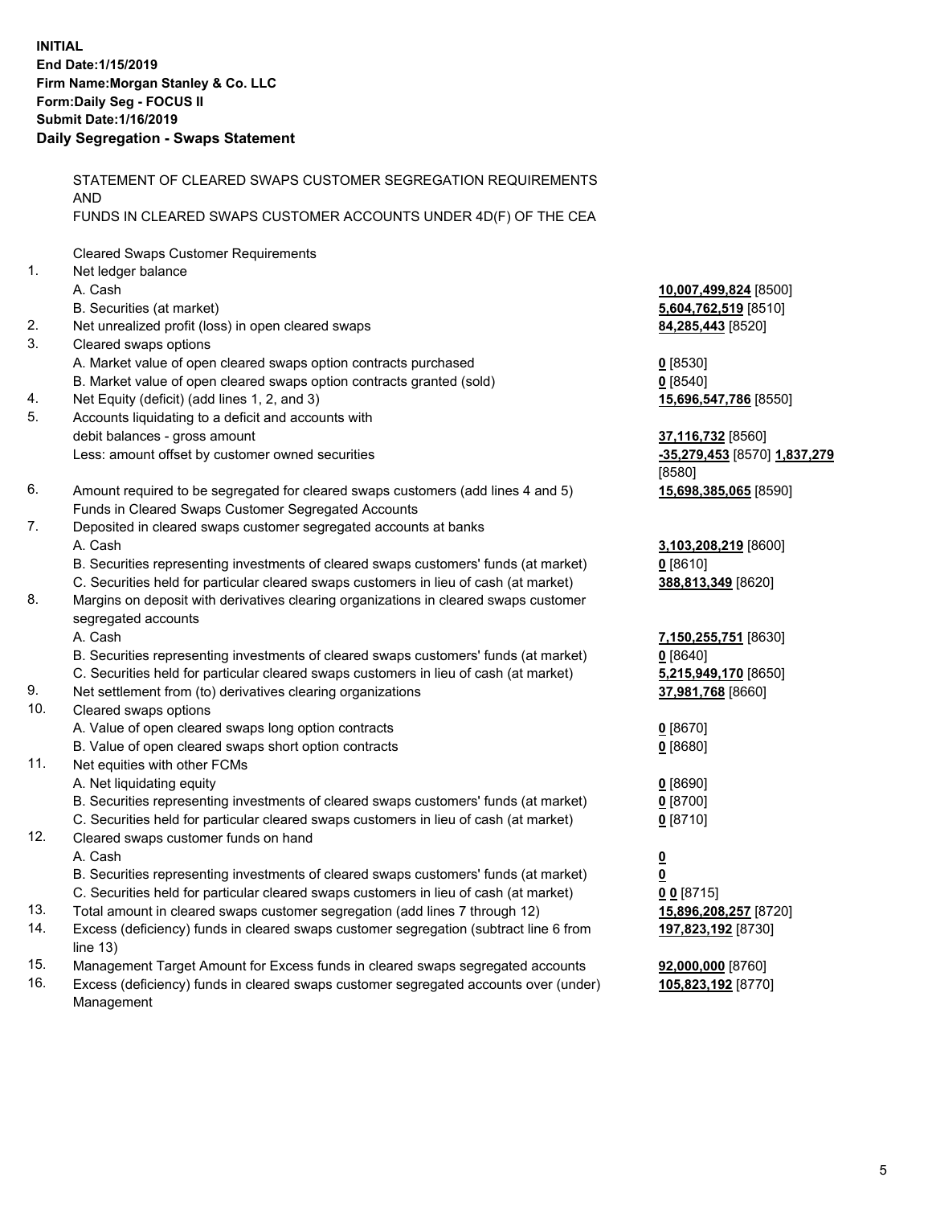**INITIAL**
**End Date:1/15/2019**
**Firm Name:Morgan Stanley & Co. LLC**
**Form:Daily Seg - FOCUS II**
**Submit Date:1/16/2019**
**Daily Segregation - Swaps Statement**

STATEMENT OF CLEARED SWAPS CUSTOMER SEGREGATION REQUIREMENTS AND FUNDS IN CLEARED SWAPS CUSTOMER ACCOUNTS UNDER 4D(F) OF THE CEA

| | | |
|---|---|---|
| | Cleared Swaps Customer Requirements | |
| 1. | Net ledger balance | |
| | A. Cash | **10,007,499,824** [8500] |
| | B. Securities (at market) | **5,604,762,519** [8510] |
| 2. | Net unrealized profit (loss) in open cleared swaps | **84,285,443** [8520] |
| 3. | Cleared swaps options | |
| | A. Market value of open cleared swaps option contracts purchased | **0** [8530] |
| | B. Market value of open cleared swaps option contracts granted (sold) | **0** [8540] |
| 4. | Net Equity (deficit) (add lines 1, 2, and 3) | **15,696,547,786** [8550] |
| 5. | Accounts liquidating to a deficit and accounts with debit balances - gross amount | **37,116,732** [8560] |
| | Less: amount offset by customer owned securities | **-35,279,453** [8570] **1,837,279** [8580] |
| 6. | Amount required to be segregated for cleared swaps customers (add lines 4 and 5) | **15,698,385,065** [8590] |
| | Funds in Cleared Swaps Customer Segregated Accounts | |
| 7. | Deposited in cleared swaps customer segregated accounts at banks | |
| | A. Cash | **3,103,208,219** [8600] |
| | B. Securities representing investments of cleared swaps customers' funds (at market) | **0** [8610] |
| | C. Securities held for particular cleared swaps customers in lieu of cash (at market) | **388,813,349** [8620] |
| 8. | Margins on deposit with derivatives clearing organizations in cleared swaps customer segregated accounts | |
| | A. Cash | **7,150,255,751** [8630] |
| | B. Securities representing investments of cleared swaps customers' funds (at market) | **0** [8640] |
| | C. Securities held for particular cleared swaps customers in lieu of cash (at market) | **5,215,949,170** [8650] |
| 9. | Net settlement from (to) derivatives clearing organizations | **37,981,768** [8660] |
| 10. | Cleared swaps options | |
| | A. Value of open cleared swaps long option contracts | **0** [8670] |
| | B. Value of open cleared swaps short option contracts | **0** [8680] |
| 11. | Net equities with other FCMs | |
| | A. Net liquidating equity | **0** [8690] |
| | B. Securities representing investments of cleared swaps customers' funds (at market) | **0** [8700] |
| | C. Securities held for particular cleared swaps customers in lieu of cash (at market) | **0** [8710] |
| 12. | Cleared swaps customer funds on hand | |
| | A. Cash | **0** |
| | B. Securities representing investments of cleared swaps customers' funds (at market) | **0** |
| | C. Securities held for particular cleared swaps customers in lieu of cash (at market) | **0** **0** [8715] |
| 13. | Total amount in cleared swaps customer segregation (add lines 7 through 12) | **15,896,208,257** [8720] |
| 14. | Excess (deficiency) funds in cleared swaps customer segregation (subtract line 6 from line 13) | **197,823,192** [8730] |
| 15. | Management Target Amount for Excess funds in cleared swaps segregated accounts | **92,000,000** [8760] |
| 16. | Excess (deficiency) funds in cleared swaps customer segregated accounts over (under) Management | **105,823,192** [8770] |